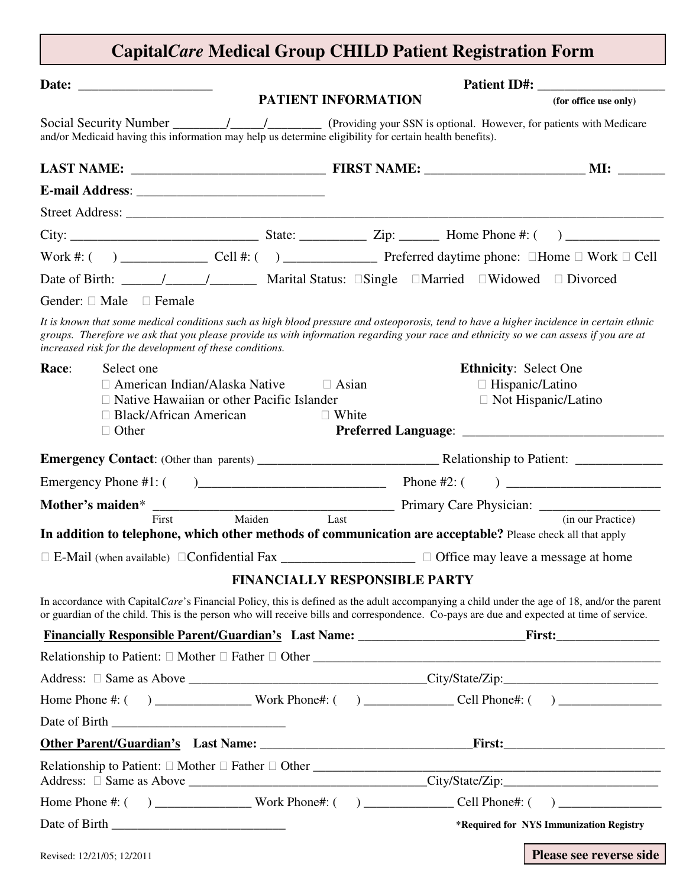# Capital*Care* Medical Group CHILD Patient Registration Form

**Date:** ____________________ **Patient ID#:** ___________________ **(for office use only)**

## PATIENT INFORMATION

Social Security Number ________/_____/________ (Providing your SSN is optional. However, for patients with Medicare and/or Medicaid having this information may help us determine eligibility for certain health benefits).

**LAST NAME:** _____________________________ **FIRST NAME:** ________________________ **MI:** _______

**E-mail Address**: ____________________________

Street Address: ________________________________________________________________________________

City: ____________________________ State: __________ Zip: ______ Home Phone #: (     ) ______________

Work #: (     ) _____________ Cell #: (     ) ______________ Preferred daytime phone: ☐Home ☐ Work ☐ Cell

Date of Birth: ______/______/_______ Marital Status: ☐Single ☐Married ☐Widowed ☐ Divorced

Gender: ☐ Male ☐ Female

*It is known that some medical conditions such as high blood pressure and osteoporosis, tend to have a higher incidence in certain ethnic groups. Therefore we ask that you please provide us with information regarding your race and ethnicity so we can assess if you are at increased risk for the development of these conditions.*

**Race**: Select one
- ☐ American Indian/Alaska Native
- ☐ Asian
- ☐ Native Hawaiian or other Pacific Islander
- ☐ Black/African American
- ☐ White
- ☐ Other

**Ethnicity**: Select One
- ☐ Hispanic/Latino
- ☐ Not Hispanic/Latino

**Preferred Language**: _______________________________

**Emergency Contact**: (Other than parents) ____________________________ Relationship to Patient: _____________

Emergency Phone #1: (        )____________________________ Phone #2: (        ) ________________________

**Mother's maiden*** _____________________________________ Primary Care Physician: __________________ (in our Practice)
First Maiden Last

**In addition to telephone, which other methods of communication are acceptable?** Please check all that apply

☐ E-Mail (when available) ☐Confidential Fax ____________________ ☐ Office may leave a message at home

## FINANCIALLY RESPONSIBLE PARTY

In accordance with Capital*Care*'s Financial Policy, this is defined as the adult accompanying a child under the age of 18, and/or the parent or guardian of the child. This is the person who will receive bills and correspondence. Co-pays are due and expected at time of service.

**Financially Responsible Parent/Guardian's** **Last Name:** __________________________**First:**________________

Relationship to Patient: ☐ Mother ☐ Father ☐ Other ________________________________________________________

Address: ☐ Same as Above _____________________________________City/State/Zip:________________________

Home Phone #: (     ) _______________ Work Phone#: (     ) ______________ Cell Phone#: (     ) ________________

Date of Birth ___________________________

**Other Parent/Guardian's** **Last Name:** _________________________________**First:**________________________

Relationship to Patient: ☐ Mother ☐ Father ☐ Other ________________________________________________________

Address: ☐ Same as Above _____________________________________City/State/Zip:________________________

Home Phone #: (     ) _______________ Work Phone#: (     ) ______________ Cell Phone#: (     ) ________________

Date of Birth ___________________________

**\*Required for NYS Immunization Registry**

Revised: 12/21/05; 12/2011

**Please see reverse side**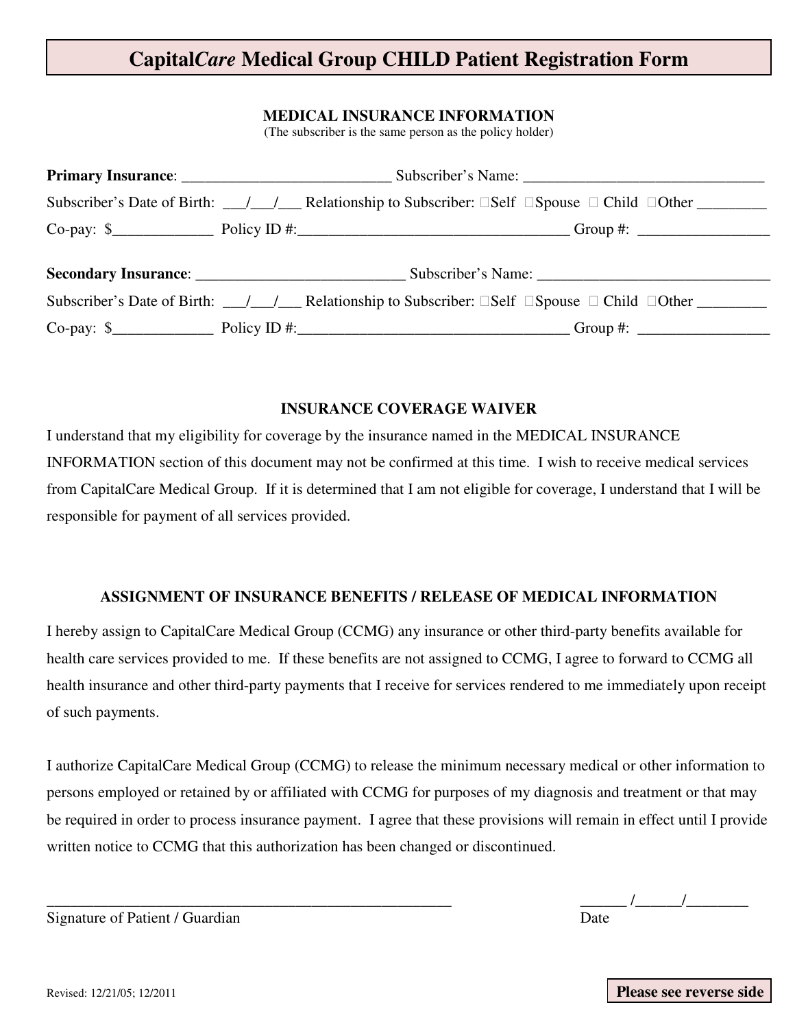# Capital*Care* Medical Group CHILD Patient Registration Form

## MEDICAL INSURANCE INFORMATION

(The subscriber is the same person as the policy holder)

**Primary Insurance**: ___________________________ Subscriber's Name: _______________________________

Subscriber's Date of Birth: ___/___/___ Relationship to Subscriber: ☐Self ☐Spouse ☐ Child ☐Other _________

Co-pay: $_____________ Policy ID #:___________________________________ Group #: ________________

**Secondary Insurance**: ___________________________ Subscriber's Name: _______________________________

Subscriber's Date of Birth: ___/___/___ Relationship to Subscriber: ☐Self ☐Spouse ☐ Child ☐Other _________

Co-pay: $_____________ Policy ID #:___________________________________ Group #: ________________

## INSURANCE COVERAGE WAIVER

I understand that my eligibility for coverage by the insurance named in the MEDICAL INSURANCE INFORMATION section of this document may not be confirmed at this time. I wish to receive medical services from CapitalCare Medical Group. If it is determined that I am not eligible for coverage, I understand that I will be responsible for payment of all services provided.

## ASSIGNMENT OF INSURANCE BENEFITS / RELEASE OF MEDICAL INFORMATION

I hereby assign to CapitalCare Medical Group (CCMG) any insurance or other third-party benefits available for health care services provided to me. If these benefits are not assigned to CCMG, I agree to forward to CCMG all health insurance and other third-party payments that I receive for services rendered to me immediately upon receipt of such payments.

I authorize CapitalCare Medical Group (CCMG) to release the minimum necessary medical or other information to persons employed or retained by or affiliated with CCMG for purposes of my diagnosis and treatment or that may be required in order to process insurance payment. I agree that these provisions will remain in effect until I provide written notice to CCMG that this authorization has been changed or discontinued.

_______________________________________________________ ______ /______/________

Signature of Patient / Guardian Date

Revised: 12/21/05; 12/2011

**Please see reverse side**